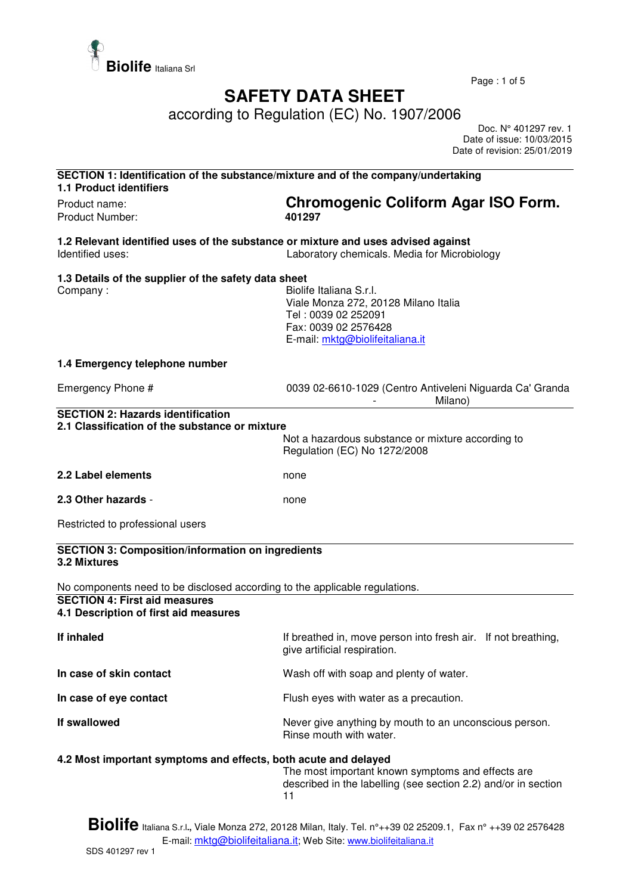Biolife Italiana Srl

# SAFETY DATA SHEET

according to Regulation (EC) No. 1907/2006

Doc. N° 401297 rev. 1
Date of issue: 10/03/2015
Date of revision: 25/01/2019

## SECTION 1: Identification of the substance/mixture and of the company/undertaking

### 1.1 Product identifiers

| | |
|---|---|
| Product name: | **Chromogenic Coliform Agar ISO Form.** |
| Product Number: | **401297** |

### 1.2 Relevant identified uses of the substance or mixture and uses advised against

| | |
|---|---|
| Identified uses: | Laboratory chemicals. Media for Microbiology |

### 1.3 Details of the supplier of the safety data sheet

| | |
|---|---|
| Company : | Biolife Italiana S.r.l.<br>Viale Monza 272, 20128 Milano Italia<br>Tel : 0039 02 252091<br>Fax: 0039 02 2576428<br>E-mail: mktg@biolifeitaliana.it |

### 1.4 Emergency telephone number

| | |
|---|---|
| Emergency Phone # | 0039 02-6610-1029 (Centro Antiveleni Niguarda Ca' Granda - Milano) |

## SECTION 2: Hazards identification

### 2.1 Classification of the substance or mixture

Not a hazardous substance or mixture according to Regulation (EC) No 1272/2008

| | |
|---|---|
| **2.2 Label elements** | none |
| **2.3 Other hazards** - | none |

Restricted to professional users

## SECTION 3: Composition/information on ingredients

### 3.2 Mixtures

No components need to be disclosed according to the applicable regulations.

## SECTION 4: First aid measures

### 4.1 Description of first aid measures

| | |
|---|---|
| **If inhaled** | If breathed in, move person into fresh air. If not breathing, give artificial respiration. |
| **In case of skin contact** | Wash off with soap and plenty of water. |
| **In case of eye contact** | Flush eyes with water as a precaution. |
| **If swallowed** | Never give anything by mouth to an unconscious person. Rinse mouth with water. |

### 4.2 Most important symptoms and effects, both acute and delayed

The most important known symptoms and effects are described in the labelling (see section 2.2) and/or in section 11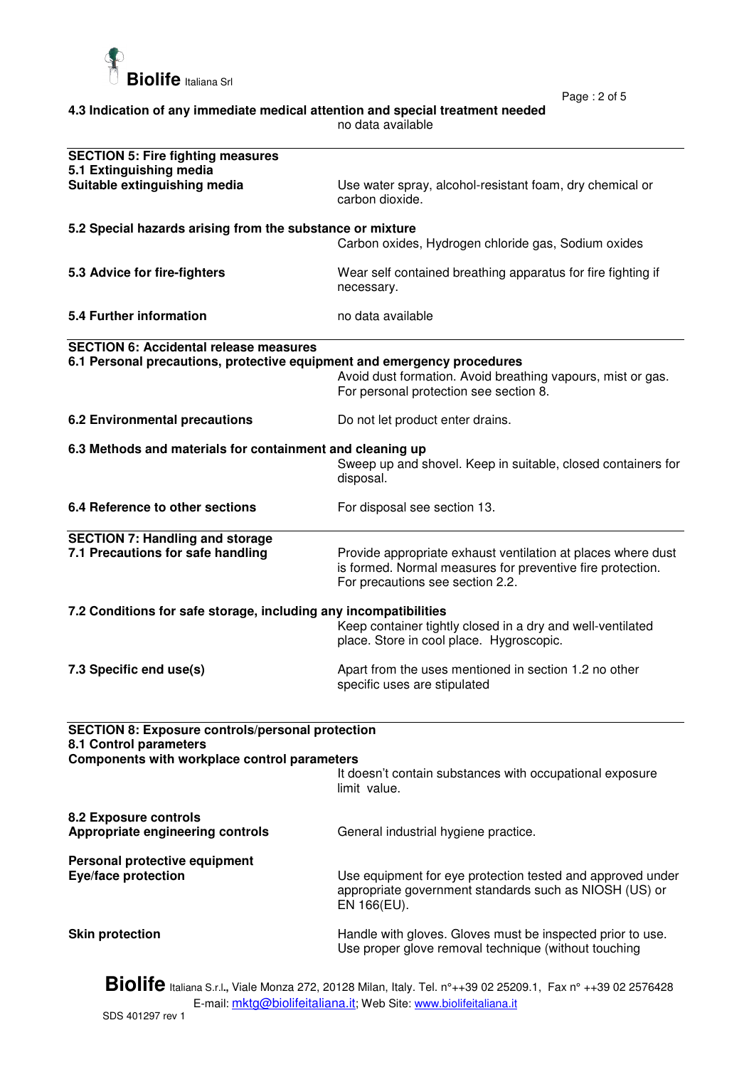**4.3 Indication of any immediate medical attention and special treatment needed**

no data available

## SECTION 5: Fire fighting measures

**5.1 Extinguishing media**

**Suitable extinguishing media** — Use water spray, alcohol-resistant foam, dry chemical or carbon dioxide.

**5.2 Special hazards arising from the substance or mixture**

Carbon oxides, Hydrogen chloride gas, Sodium oxides

**5.3 Advice for fire-fighters** — Wear self contained breathing apparatus for fire fighting if necessary.

**5.4 Further information** — no data available

## SECTION 6: Accidental release measures

**6.1 Personal precautions, protective equipment and emergency procedures**

Avoid dust formation. Avoid breathing vapours, mist or gas. For personal protection see section 8.

**6.2 Environmental precautions** — Do not let product enter drains.

**6.3 Methods and materials for containment and cleaning up**

Sweep up and shovel. Keep in suitable, closed containers for disposal.

**6.4 Reference to other sections** — For disposal see section 13.

## SECTION 7: Handling and storage

**7.1 Precautions for safe handling** — Provide appropriate exhaust ventilation at places where dust is formed. Normal measures for preventive fire protection. For precautions see section 2.2.

**7.2 Conditions for safe storage, including any incompatibilities**

Keep container tightly closed in a dry and well-ventilated place. Store in cool place. Hygroscopic.

**7.3 Specific end use(s)** — Apart from the uses mentioned in section 1.2 no other specific uses are stipulated

## SECTION 8: Exposure controls/personal protection

**8.1 Control parameters**

**Components with workplace control parameters**

It doesn't contain substances with occupational exposure limit value.

**8.2 Exposure controls**

**Appropriate engineering controls** — General industrial hygiene practice.

**Personal protective equipment**

**Eye/face protection** — Use equipment for eye protection tested and approved under appropriate government standards such as NIOSH (US) or EN 166(EU).

**Skin protection** — Handle with gloves. Gloves must be inspected prior to use. Use proper glove removal technique (without touching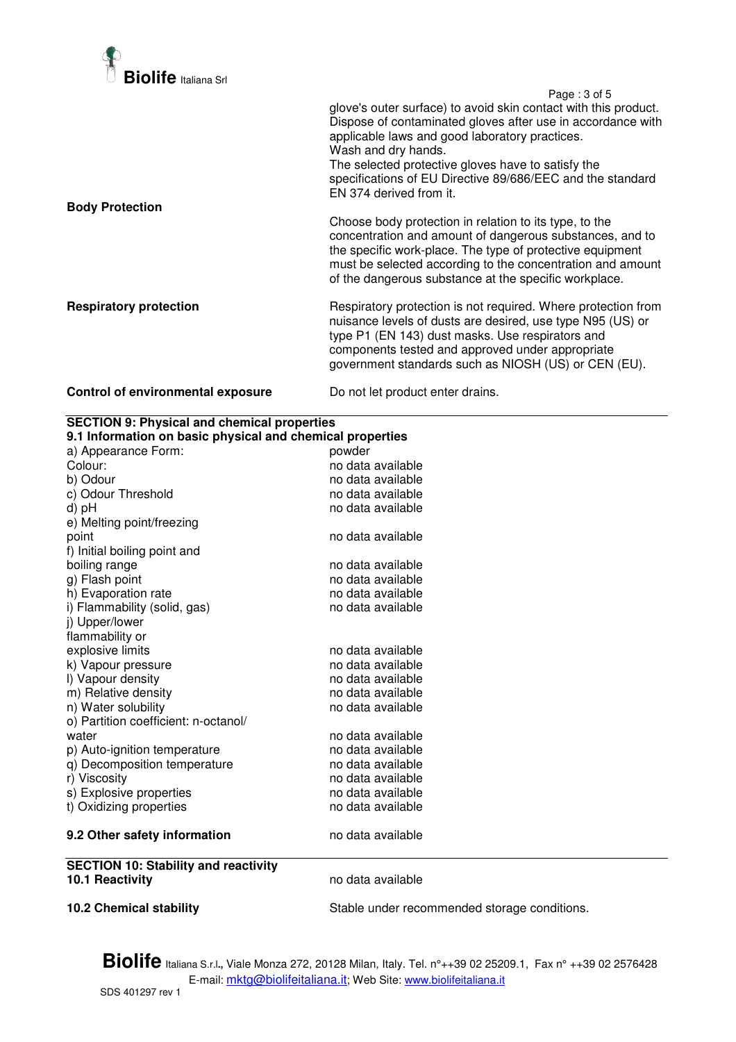glove's outer surface) to avoid skin contact with this product. Dispose of contaminated gloves after use in accordance with applicable laws and good laboratory practices.
Wash and dry hands.
The selected protective gloves have to satisfy the specifications of EU Directive 89/686/EEC and the standard EN 374 derived from it.

**Body Protection**

Choose body protection in relation to its type, to the concentration and amount of dangerous substances, and to the specific work-place. The type of protective equipment must be selected according to the concentration and amount of the dangerous substance at the specific workplace.

**Respiratory protection**

Respiratory protection is not required. Where protection from nuisance levels of dusts are desired, use type N95 (US) or type P1 (EN 143) dust masks. Use respirators and components tested and approved under appropriate government standards such as NIOSH (US) or CEN (EU).

**Control of environmental exposure**

Do not let product enter drains.

## SECTION 9: Physical and chemical properties

### 9.1 Information on basic physical and chemical properties

| Property | Value |
|---|---|
| a) Appearance Form: | powder |
| Colour: | no data available |
| b) Odour | no data available |
| c) Odour Threshold | no data available |
| d) pH | no data available |
| e) Melting point/freezing point | no data available |
| f) Initial boiling point and boiling range | no data available |
| g) Flash point | no data available |
| h) Evaporation rate | no data available |
| i) Flammability (solid, gas) | no data available |
| j) Upper/lower flammability or explosive limits | no data available |
| k) Vapour pressure | no data available |
| l) Vapour density | no data available |
| m) Relative density | no data available |
| n) Water solubility | no data available |
| o) Partition coefficient: n-octanol/ water | no data available |
| p) Auto-ignition temperature | no data available |
| q) Decomposition temperature | no data available |
| r) Viscosity | no data available |
| s) Explosive properties | no data available |
| t) Oxidizing properties | no data available |

**9.2 Other safety information**

no data available

## SECTION 10: Stability and reactivity

**10.1 Reactivity**

no data available

**10.2 Chemical stability**

Stable under recommended storage conditions.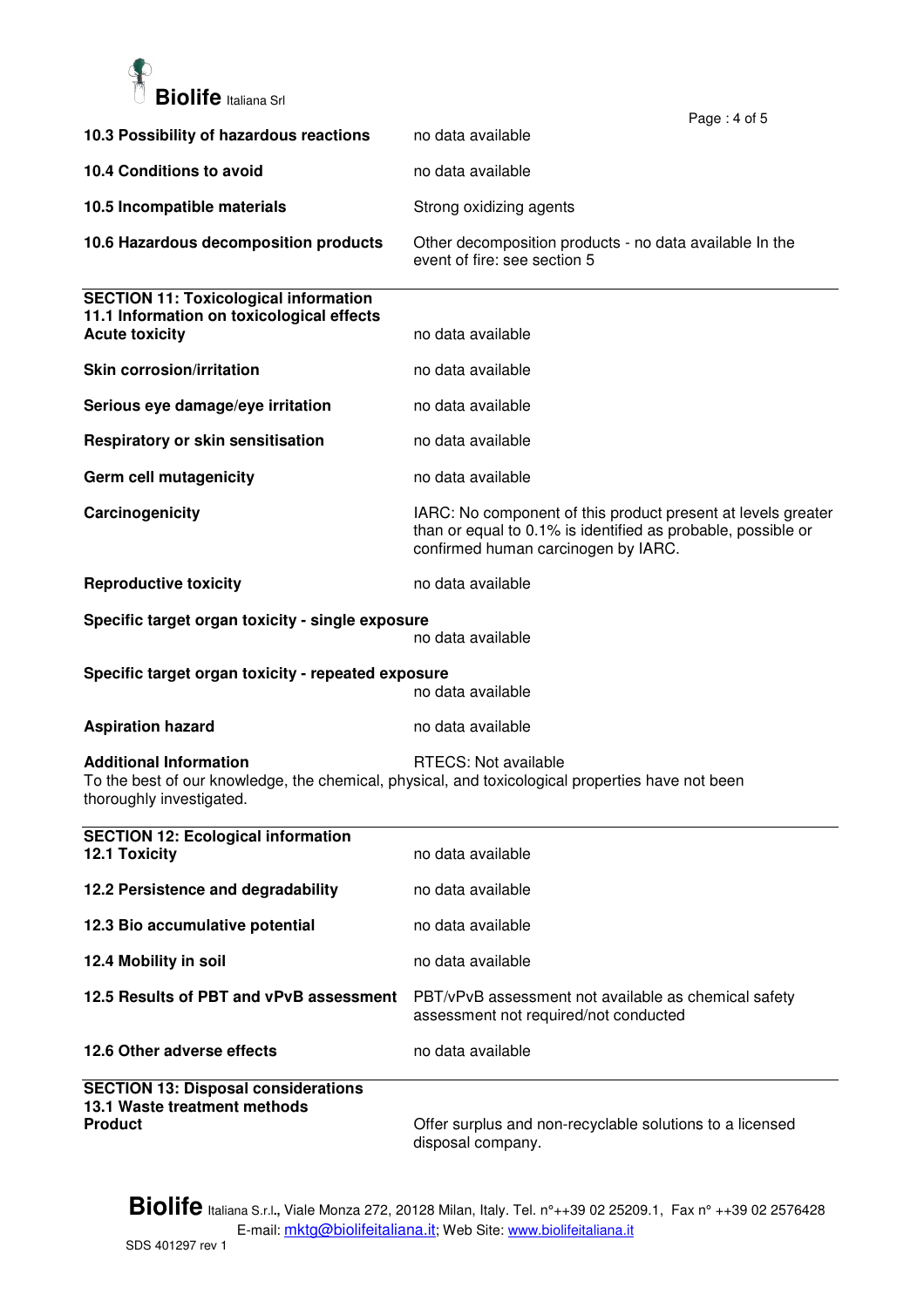**10.3 Possibility of hazardous reactions** no data available

**10.4 Conditions to avoid** no data available

**10.5 Incompatible materials** Strong oxidizing agents

**10.6 Hazardous decomposition products** Other decomposition products - no data available In the event of fire: see section 5

## SECTION 11: Toxicological information

### 11.1 Information on toxicological effects

**Acute toxicity** no data available

**Skin corrosion/irritation** no data available

**Serious eye damage/eye irritation** no data available

**Respiratory or skin sensitisation** no data available

**Germ cell mutagenicity** no data available

**Carcinogenicity** IARC: No component of this product present at levels greater than or equal to 0.1% is identified as probable, possible or confirmed human carcinogen by IARC.

**Reproductive toxicity** no data available

**Specific target organ toxicity - single exposure**
no data available

**Specific target organ toxicity - repeated exposure**
no data available

**Aspiration hazard** no data available

**Additional Information** RTECS: Not available
To the best of our knowledge, the chemical, physical, and toxicological properties have not been thoroughly investigated.

## SECTION 12: Ecological information

**12.1 Toxicity** no data available

**12.2 Persistence and degradability** no data available

**12.3 Bio accumulative potential** no data available

**12.4 Mobility in soil** no data available

**12.5 Results of PBT and vPvB assessment** PBT/vPvB assessment not available as chemical safety assessment not required/not conducted

**12.6 Other adverse effects** no data available

## SECTION 13: Disposal considerations

### 13.1 Waste treatment methods

**Product** Offer surplus and non-recyclable solutions to a licensed disposal company.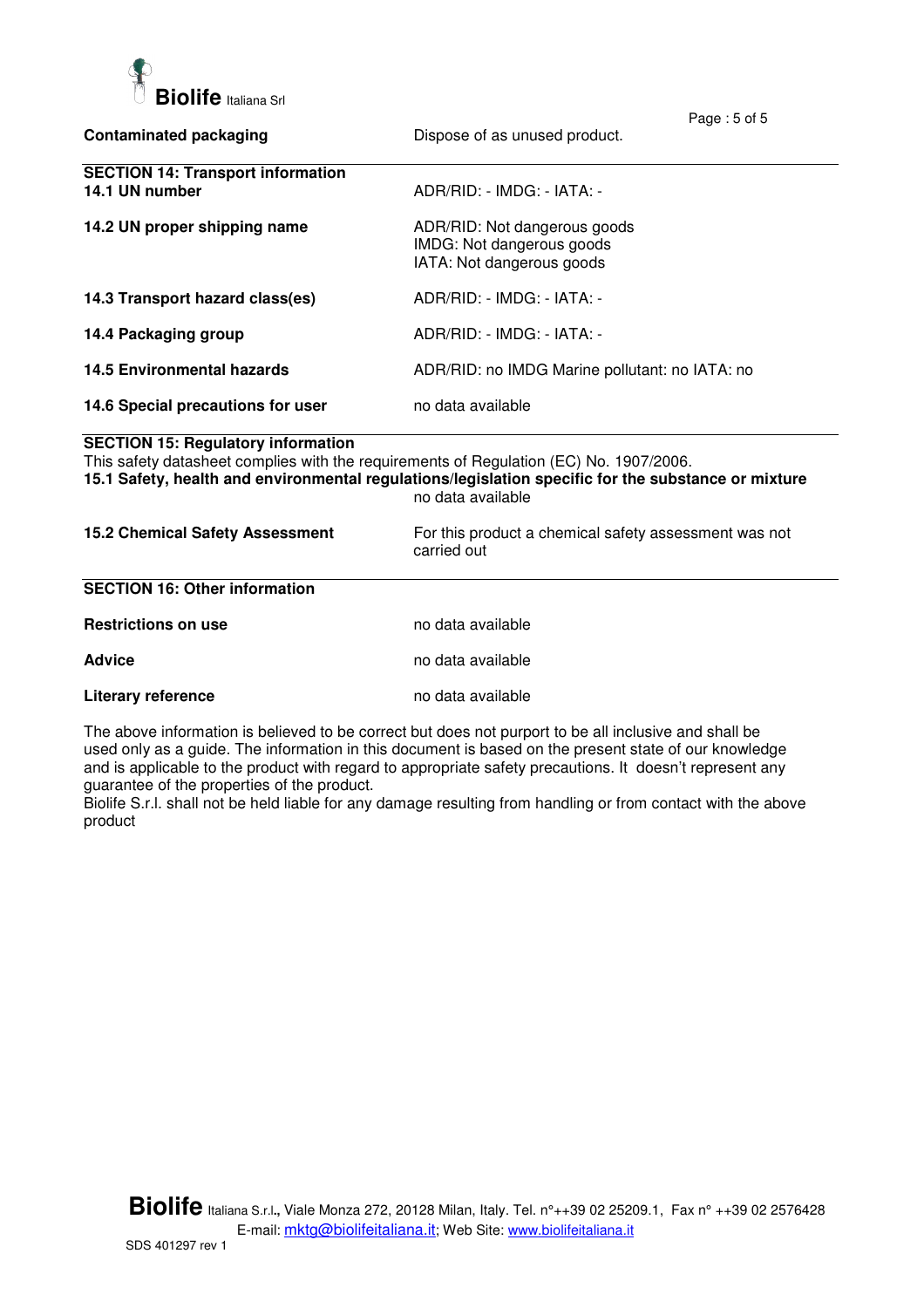| | |
|---|---|
| **Contaminated packaging** | Dispose of as unused product. |

## SECTION 14: Transport information

| | |
|---|---|
| **14.1 UN number** | ADR/RID: - IMDG: - IATA: - |
| **14.2 UN proper shipping name** | ADR/RID: Not dangerous goods<br>IMDG: Not dangerous goods<br>IATA: Not dangerous goods |
| **14.3 Transport hazard class(es)** | ADR/RID: - IMDG: - IATA: - |
| **14.4 Packaging group** | ADR/RID: - IMDG: - IATA: - |
| **14.5 Environmental hazards** | ADR/RID: no IMDG Marine pollutant: no IATA: no |
| **14.6 Special precautions for user** | no data available |

## SECTION 15: Regulatory information

This safety datasheet complies with the requirements of Regulation (EC) No. 1907/2006.

**15.1 Safety, health and environmental regulations/legislation specific for the substance or mixture**

no data available

| | |
|---|---|
| **15.2 Chemical Safety Assessment** | For this product a chemical safety assessment was not carried out |

## SECTION 16: Other information

| | |
|---|---|
| **Restrictions on use** | no data available |
| **Advice** | no data available |
| **Literary reference** | no data available |

The above information is believed to be correct but does not purport to be all inclusive and shall be used only as a guide. The information in this document is based on the present state of our knowledge and is applicable to the product with regard to appropriate safety precautions. It doesn't represent any guarantee of the properties of the product.

Biolife S.r.l. shall not be held liable for any damage resulting from handling or from contact with the above product

**Biolife** Italiana S.r.l., Viale Monza 272, 20128 Milan, Italy. Tel. n°++39 02 25209.1, Fax n° ++39 02 2576428
E-mail: mktg@biolifeitaliana.it; Web Site: www.biolifeitaliana.it

SDS 401297 rev 1